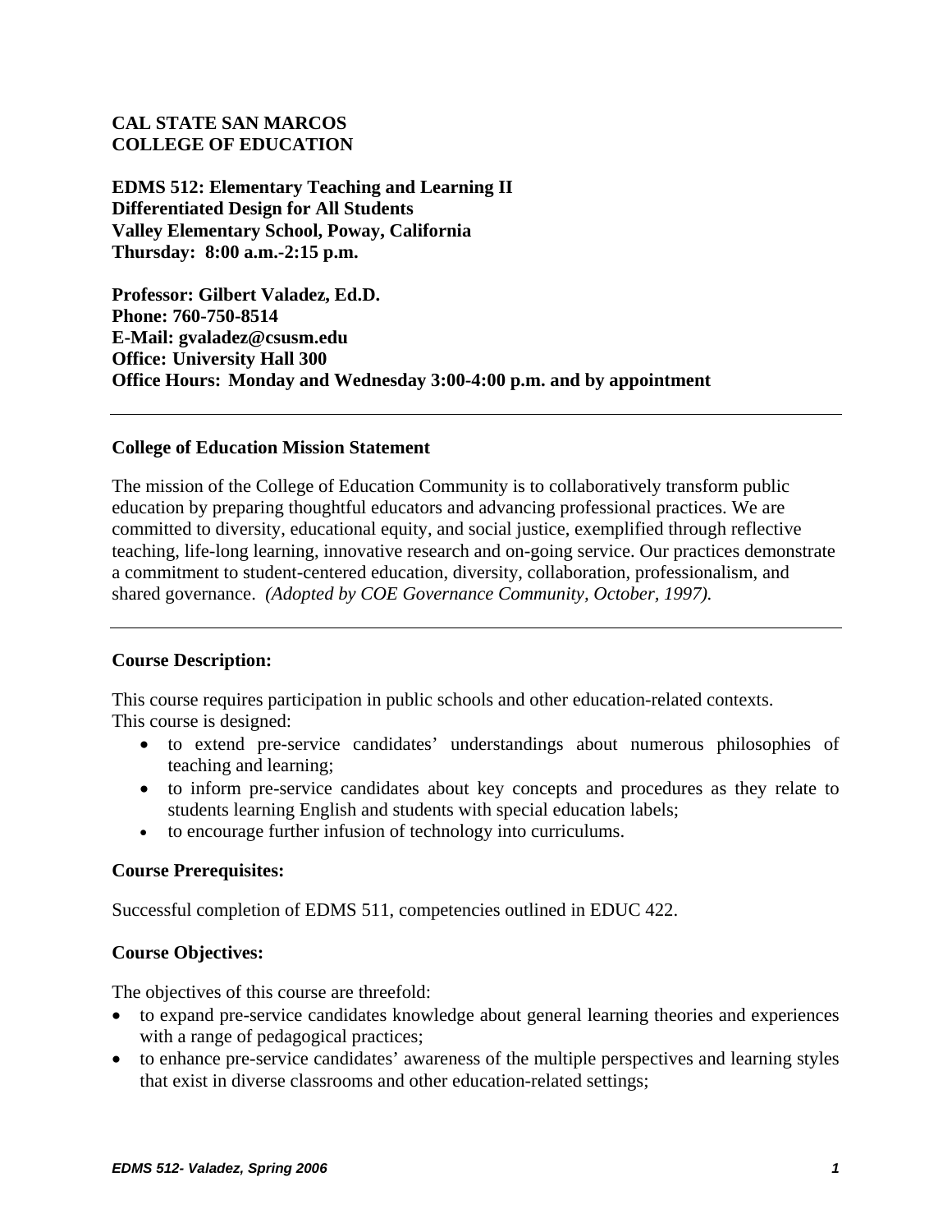**CAL STATE SAN MARCOS**
**COLLEGE OF EDUCATION**

**EDMS 512: Elementary Teaching and Learning II**
**Differentiated Design for All Students**
**Valley Elementary School, Poway, California**
**Thursday: 8:00 a.m.-2:15 p.m.**

**Professor: Gilbert Valadez, Ed.D.**
**Phone: 760-750-8514**
**E-Mail: gvaladez@csusm.edu**
**Office: University Hall 300**
**Office Hours: Monday and Wednesday 3:00-4:00 p.m. and by appointment**

---

**College of Education Mission Statement**

The mission of the College of Education Community is to collaboratively transform public education by preparing thoughtful educators and advancing professional practices. We are committed to diversity, educational equity, and social justice, exemplified through reflective teaching, life-long learning, innovative research and on-going service. Our practices demonstrate a commitment to student-centered education, diversity, collaboration, professionalism, and shared governance. *(Adopted by COE Governance Community, October, 1997).*

---

**Course Description:**

This course requires participation in public schools and other education-related contexts. This course is designed:

- to extend pre-service candidates' understandings about numerous philosophies of teaching and learning;
- to inform pre-service candidates about key concepts and procedures as they relate to students learning English and students with special education labels;
- to encourage further infusion of technology into curriculums.

**Course Prerequisites:**

Successful completion of EDMS 511, competencies outlined in EDUC 422.

**Course Objectives:**

The objectives of this course are threefold:

- to expand pre-service candidates knowledge about general learning theories and experiences with a range of pedagogical practices;
- to enhance pre-service candidates' awareness of the multiple perspectives and learning styles that exist in diverse classrooms and other education-related settings;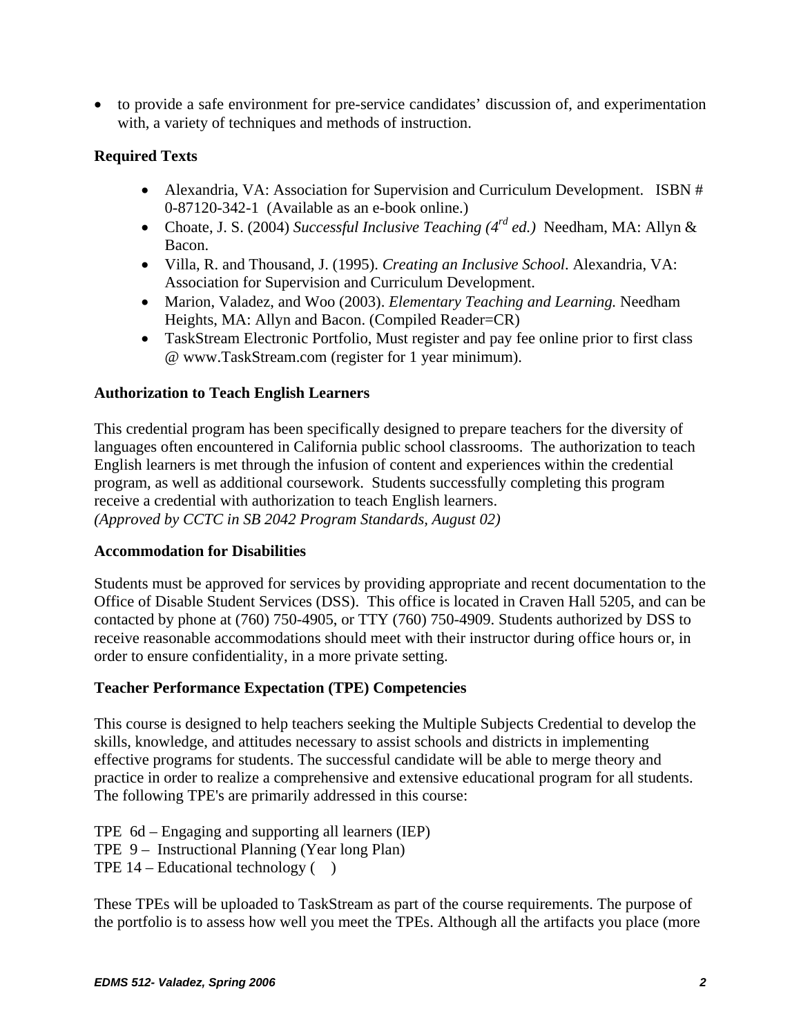- to provide a safe environment for pre-service candidates' discussion of, and experimentation with, a variety of techniques and methods of instruction.

### Required Texts

- Alexandria, VA: Association for Supervision and Curriculum Development. ISBN # 0-87120-342-1 (Available as an e-book online.)
- Choate, J. S. (2004) *Successful Inclusive Teaching (4th ed.)* Needham, MA: Allyn & Bacon.
- Villa, R. and Thousand, J. (1995). *Creating an Inclusive School*. Alexandria, VA: Association for Supervision and Curriculum Development.
- Marion, Valadez, and Woo (2003). *Elementary Teaching and Learning.* Needham Heights, MA: Allyn and Bacon. (Compiled Reader=CR)
- TaskStream Electronic Portfolio, Must register and pay fee online prior to first class @ www.TaskStream.com (register for 1 year minimum).

### Authorization to Teach English Learners

This credential program has been specifically designed to prepare teachers for the diversity of languages often encountered in California public school classrooms. The authorization to teach English learners is met through the infusion of content and experiences within the credential program, as well as additional coursework. Students successfully completing this program receive a credential with authorization to teach English learners.
*(Approved by CCTC in SB 2042 Program Standards, August 02)*

### Accommodation for Disabilities

Students must be approved for services by providing appropriate and recent documentation to the Office of Disable Student Services (DSS). This office is located in Craven Hall 5205, and can be contacted by phone at (760) 750-4905, or TTY (760) 750-4909. Students authorized by DSS to receive reasonable accommodations should meet with their instructor during office hours or, in order to ensure confidentiality, in a more private setting.

### Teacher Performance Expectation (TPE) Competencies

This course is designed to help teachers seeking the Multiple Subjects Credential to develop the skills, knowledge, and attitudes necessary to assist schools and districts in implementing effective programs for students. The successful candidate will be able to merge theory and practice in order to realize a comprehensive and extensive educational program for all students. The following TPE's are primarily addressed in this course:

TPE 6d – Engaging and supporting all learners (IEP)
TPE 9 – Instructional Planning (Year long Plan)
TPE 14 – Educational technology ( )

These TPEs will be uploaded to TaskStream as part of the course requirements. The purpose of the portfolio is to assess how well you meet the TPEs. Although all the artifacts you place (more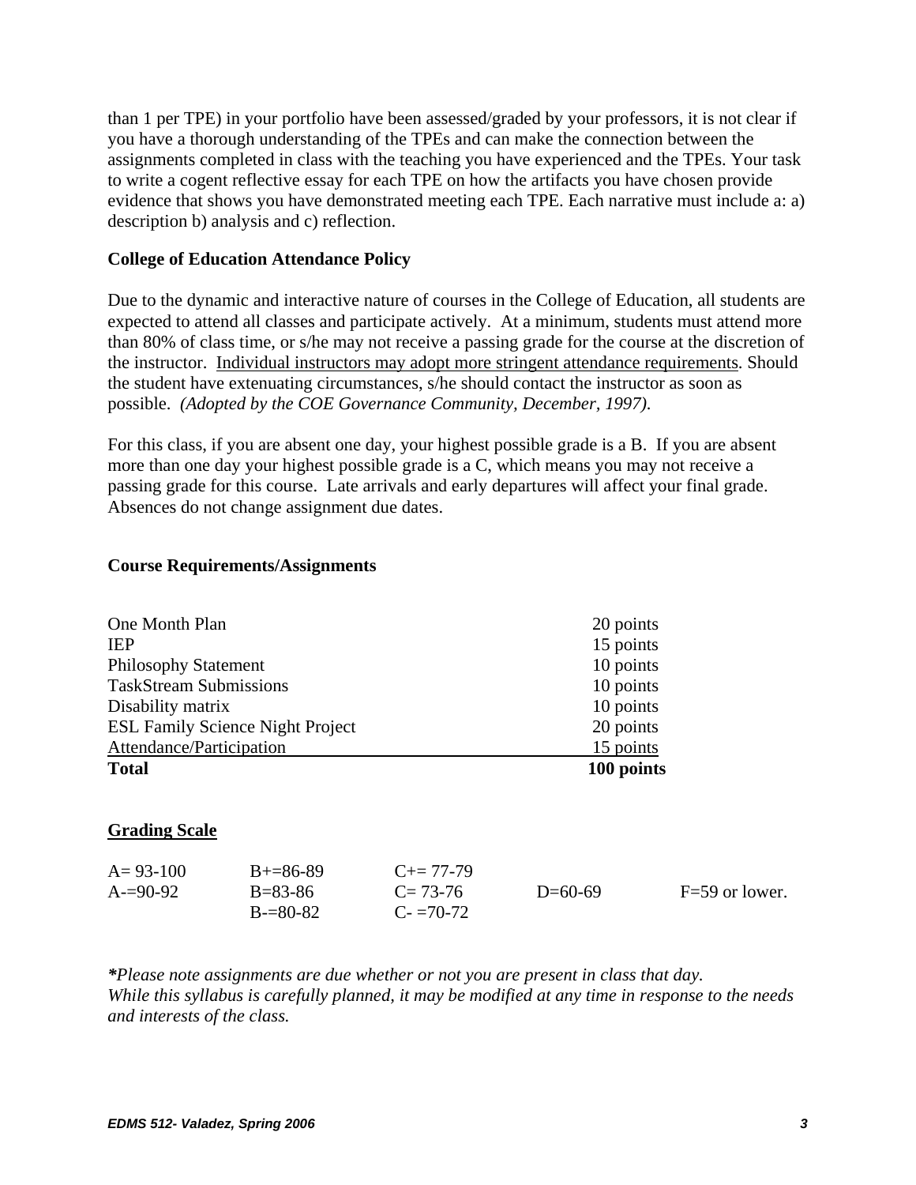than 1 per TPE) in your portfolio have been assessed/graded by your professors, it is not clear if you have a thorough understanding of the TPEs and can make the connection between the assignments completed in class with the teaching you have experienced and the TPEs. Your task to write a cogent reflective essay for each TPE on how the artifacts you have chosen provide evidence that shows you have demonstrated meeting each TPE. Each narrative must include a: a) description b) analysis and c) reflection.

**College of Education Attendance Policy**

Due to the dynamic and interactive nature of courses in the College of Education, all students are expected to attend all classes and participate actively. At a minimum, students must attend more than 80% of class time, or s/he may not receive a passing grade for the course at the discretion of the instructor. <u>Individual instructors may adopt more stringent attendance requirements</u>. Should the student have extenuating circumstances, s/he should contact the instructor as soon as possible. *(Adopted by the COE Governance Community, December, 1997).*

For this class, if you are absent one day, your highest possible grade is a B. If you are absent more than one day your highest possible grade is a C, which means you may not receive a passing grade for this course. Late arrivals and early departures will affect your final grade. Absences do not change assignment due dates.

**Course Requirements/Assignments**

| | |
|---|---|
| One Month Plan | 20 points |
| IEP | 15 points |
| Philosophy Statement | 10 points |
| TaskStream Submissions | 10 points |
| Disability matrix | 10 points |
| ESL Family Science Night Project | 20 points |
| Attendance/Participation | 15 points |
| **Total** | **100 points** |

**<u>Grading Scale</u>**

| | | | | |
|---|---|---|---|---|
| A= 93-100 | B+=86-89 | C+= 77-79 | | |
| A-=90-92 | B=83-86 | C= 73-76 | D=60-69 | F=59 or lower. |
| | B-=80-82 | C- =70-72 | | |

***Please note assignments are due whether or not you are present in class that day.***
*While this syllabus is carefully planned, it may be modified at any time in response to the needs and interests of the class.*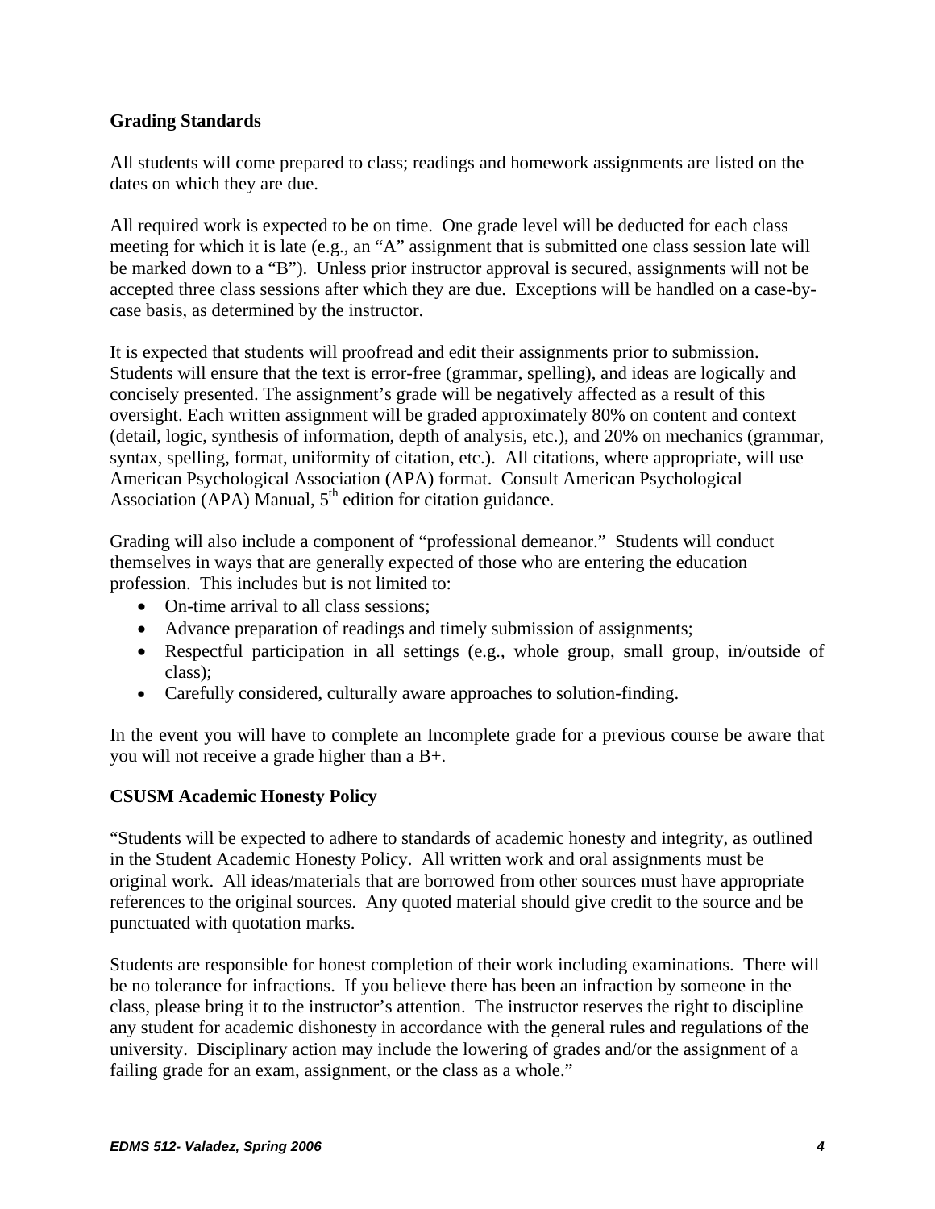### Grading Standards

All students will come prepared to class; readings and homework assignments are listed on the dates on which they are due.

All required work is expected to be on time. One grade level will be deducted for each class meeting for which it is late (e.g., an "A" assignment that is submitted one class session late will be marked down to a "B"). Unless prior instructor approval is secured, assignments will not be accepted three class sessions after which they are due. Exceptions will be handled on a case-by-case basis, as determined by the instructor.

It is expected that students will proofread and edit their assignments prior to submission. Students will ensure that the text is error-free (grammar, spelling), and ideas are logically and concisely presented. The assignment's grade will be negatively affected as a result of this oversight. Each written assignment will be graded approximately 80% on content and context (detail, logic, synthesis of information, depth of analysis, etc.), and 20% on mechanics (grammar, syntax, spelling, format, uniformity of citation, etc.). All citations, where appropriate, will use American Psychological Association (APA) format. Consult American Psychological Association (APA) Manual, 5th edition for citation guidance.

Grading will also include a component of "professional demeanor." Students will conduct themselves in ways that are generally expected of those who are entering the education profession. This includes but is not limited to:

- On-time arrival to all class sessions;
- Advance preparation of readings and timely submission of assignments;
- Respectful participation in all settings (e.g., whole group, small group, in/outside of class);
- Carefully considered, culturally aware approaches to solution-finding.

In the event you will have to complete an Incomplete grade for a previous course be aware that you will not receive a grade higher than a B+.

### CSUSM Academic Honesty Policy

"Students will be expected to adhere to standards of academic honesty and integrity, as outlined in the Student Academic Honesty Policy. All written work and oral assignments must be original work. All ideas/materials that are borrowed from other sources must have appropriate references to the original sources. Any quoted material should give credit to the source and be punctuated with quotation marks.

Students are responsible for honest completion of their work including examinations. There will be no tolerance for infractions. If you believe there has been an infraction by someone in the class, please bring it to the instructor's attention. The instructor reserves the right to discipline any student for academic dishonesty in accordance with the general rules and regulations of the university. Disciplinary action may include the lowering of grades and/or the assignment of a failing grade for an exam, assignment, or the class as a whole."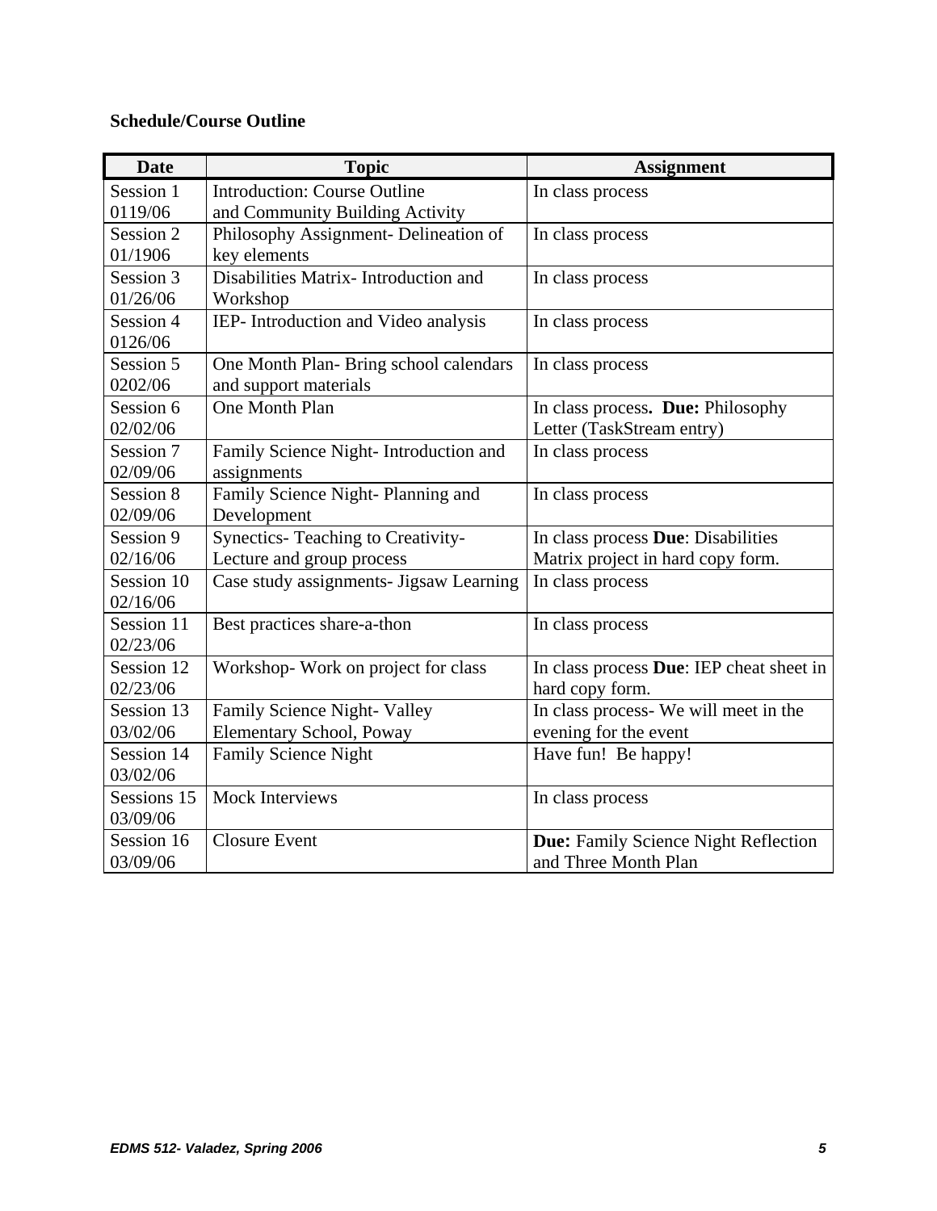**Schedule/Course Outline**

| Date | Topic | Assignment |
|---|---|---|
| Session 1 0119/06 | Introduction: Course Outline and Community Building Activity | In class process |
| Session 2 01/1906 | Philosophy Assignment- Delineation of key elements | In class process |
| Session 3 01/26/06 | Disabilities Matrix- Introduction and Workshop | In class process |
| Session 4 0126/06 | IEP- Introduction and Video analysis | In class process |
| Session 5 0202/06 | One Month Plan- Bring school calendars and support materials | In class process |
| Session 6 02/02/06 | One Month Plan | In class process**. Due:** Philosophy Letter (TaskStream entry) |
| Session 7 02/09/06 | Family Science Night- Introduction and assignments | In class process |
| Session 8 02/09/06 | Family Science Night- Planning and Development | In class process |
| Session 9 02/16/06 | Synectics- Teaching to Creativity- Lecture and group process | In class process **Due**: Disabilities Matrix project in hard copy form. |
| Session 10 02/16/06 | Case study assignments- Jigsaw Learning | In class process |
| Session 11 02/23/06 | Best practices share-a-thon | In class process |
| Session 12 02/23/06 | Workshop- Work on project for class | In class process **Due**: IEP cheat sheet in hard copy form. |
| Session 13 03/02/06 | Family Science Night- Valley Elementary School, Poway | In class process- We will meet in the evening for the event |
| Session 14 03/02/06 | Family Science Night | Have fun! Be happy! |
| Sessions 15 03/09/06 | Mock Interviews | In class process |
| Session 16 03/09/06 | Closure Event | **Due:** Family Science Night Reflection and Three Month Plan |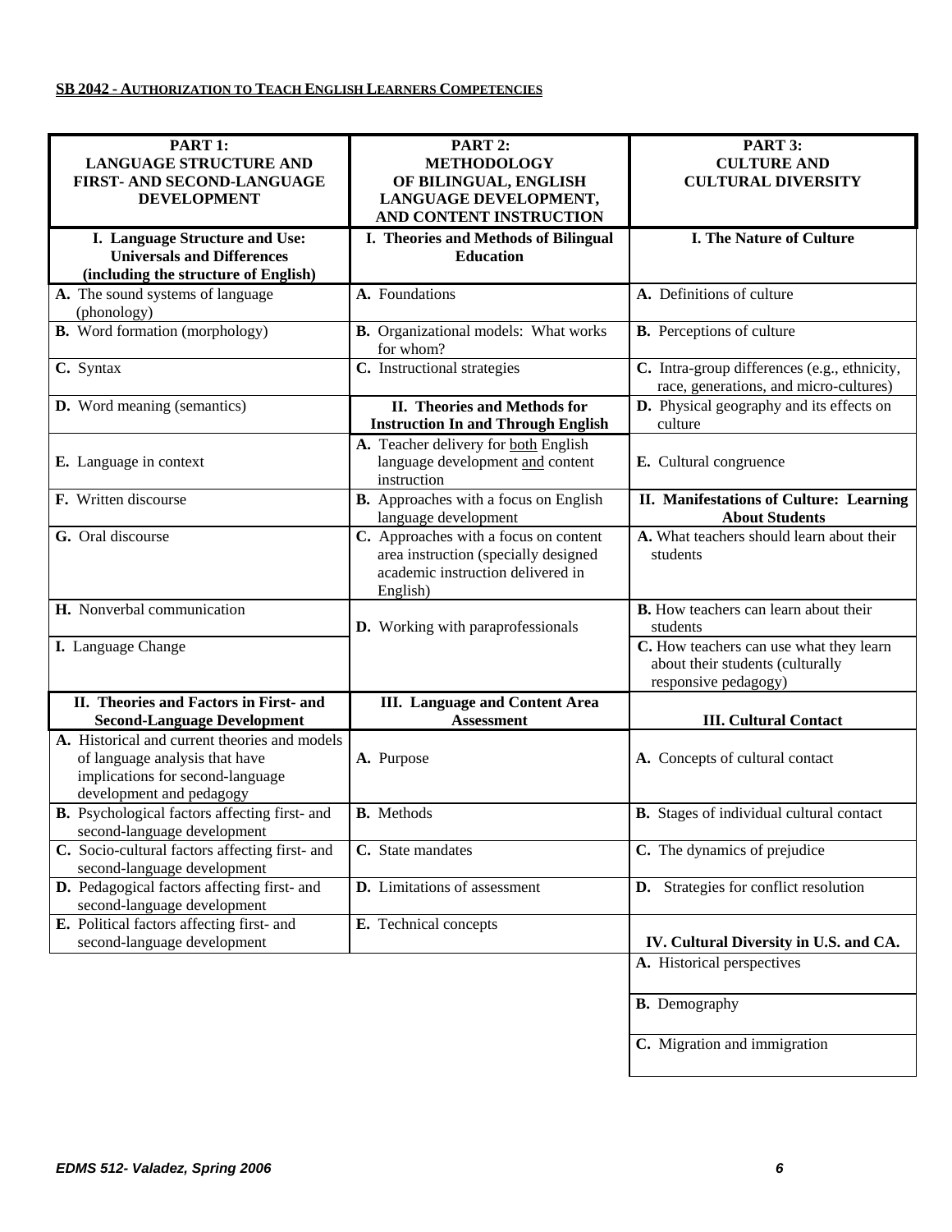**SB 2042 - AUTHORIZATION TO TEACH ENGLISH LEARNERS COMPETENCIES**

| PART 1: LANGUAGE STRUCTURE AND FIRST- AND SECOND-LANGUAGE DEVELOPMENT | PART 2: METHODOLOGY OF BILINGUAL, ENGLISH LANGUAGE DEVELOPMENT, AND CONTENT INSTRUCTION | PART 3: CULTURE AND CULTURAL DIVERSITY |
|---|---|---|
| **I. Language Structure and Use: Universals and Differences (including the structure of English)** | **I. Theories and Methods of Bilingual Education** | **I. The Nature of Culture** |
| **A.** The sound systems of language (phonology) | **A.** Foundations | **A.** Definitions of culture |
| **B.** Word formation (morphology) | **B.** Organizational models: What works for whom? | **B.** Perceptions of culture |
| **C.** Syntax | **C.** Instructional strategies | **C.** Intra-group differences (e.g., ethnicity, race, generations, and micro-cultures) |
| **D.** Word meaning (semantics) | **II. Theories and Methods for Instruction In and Through English** | **D.** Physical geography and its effects on culture |
| **E.** Language in context | **A.** Teacher delivery for both English language development and content instruction | **E.** Cultural congruence |
| **F.** Written discourse | **B.** Approaches with a focus on English language development | **II. Manifestations of Culture: Learning About Students** |
| **G.** Oral discourse | **C.** Approaches with a focus on content area instruction (specially designed academic instruction delivered in English) | **A.** What teachers should learn about their students |
| **H.** Nonverbal communication | **D.** Working with paraprofessionals | **B.** How teachers can learn about their students |
| **I.** Language Change | | **C.** How teachers can use what they learn about their students (culturally responsive pedagogy) |
| **II. Theories and Factors in First- and Second-Language Development** | **III. Language and Content Area Assessment** | **III. Cultural Contact** |
| **A.** Historical and current theories and models of language analysis that have implications for second-language development and pedagogy | **A.** Purpose | **A.** Concepts of cultural contact |
| **B.** Psychological factors affecting first- and second-language development | **B.** Methods | **B.** Stages of individual cultural contact |
| **C.** Socio-cultural factors affecting first- and second-language development | **C.** State mandates | **C.** The dynamics of prejudice |
| **D.** Pedagogical factors affecting first- and second-language development | **D.** Limitations of assessment | **D.** Strategies for conflict resolution |
| **E.** Political factors affecting first- and second-language development | **E.** Technical concepts | **IV. Cultural Diversity in U.S. and CA.** |
| | | **A.** Historical perspectives |
| | | **B.** Demography |
| | | **C.** Migration and immigration |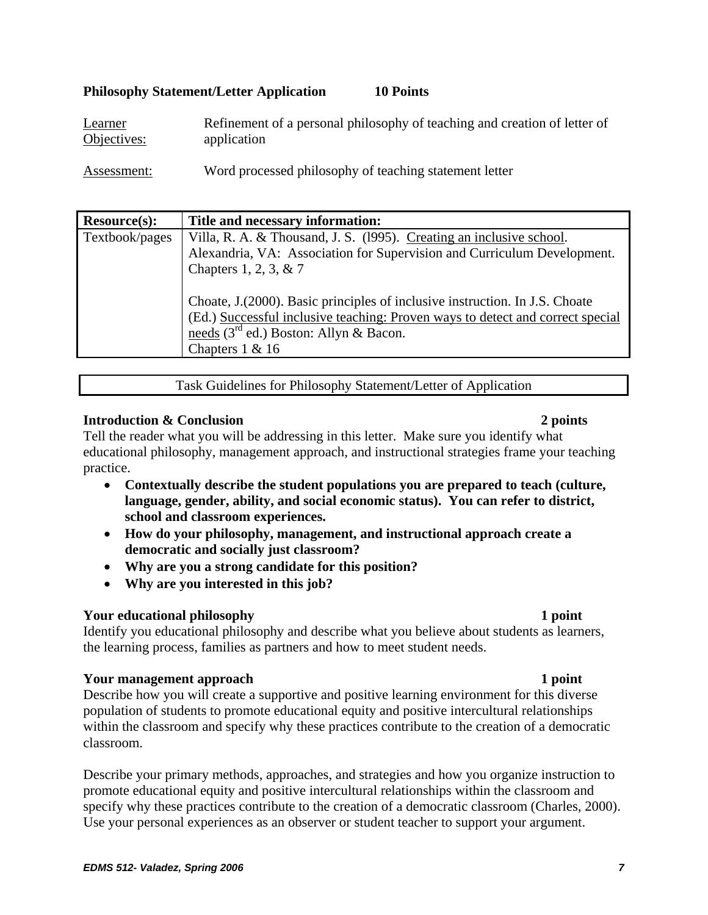**Philosophy Statement/Letter Application 10 Points**

| | |
|---|---|
| Learner Objectives: | Refinement of a personal philosophy of teaching and creation of letter of application |
| Assessment: | Word processed philosophy of teaching statement letter |

| Resource(s): | Title and necessary information: |
|---|---|
| Textbook/pages | Villa, R. A. & Thousand, J. S. (l995). Creating an inclusive school. Alexandria, VA: Association for Supervision and Curriculum Development. Chapters 1, 2, 3, & 7<br><br>Choate, J.(2000). Basic principles of inclusive instruction. In J.S. Choate (Ed.) Successful inclusive teaching: Proven ways to detect and correct special needs (3rd ed.) Boston: Allyn & Bacon. Chapters 1 & 16 |

| Task Guidelines for Philosophy Statement/Letter of Application |
|---|

**Introduction & Conclusion 2 points**

Tell the reader what you will be addressing in this letter. Make sure you identify what educational philosophy, management approach, and instructional strategies frame your teaching practice.

- **Contextually describe the student populations you are prepared to teach (culture, language, gender, ability, and social economic status). You can refer to district, school and classroom experiences.**
- **How do your philosophy, management, and instructional approach create a democratic and socially just classroom?**
- **Why are you a strong candidate for this position?**
- **Why are you interested in this job?**

**Your educational philosophy 1 point**

Identify you educational philosophy and describe what you believe about students as learners, the learning process, families as partners and how to meet student needs.

**Your management approach 1 point**

Describe how you will create a supportive and positive learning environment for this diverse population of students to promote educational equity and positive intercultural relationships within the classroom and specify why these practices contribute to the creation of a democratic classroom.

Describe your primary methods, approaches, and strategies and how you organize instruction to promote educational equity and positive intercultural relationships within the classroom and specify why these practices contribute to the creation of a democratic classroom (Charles, 2000). Use your personal experiences as an observer or student teacher to support your argument.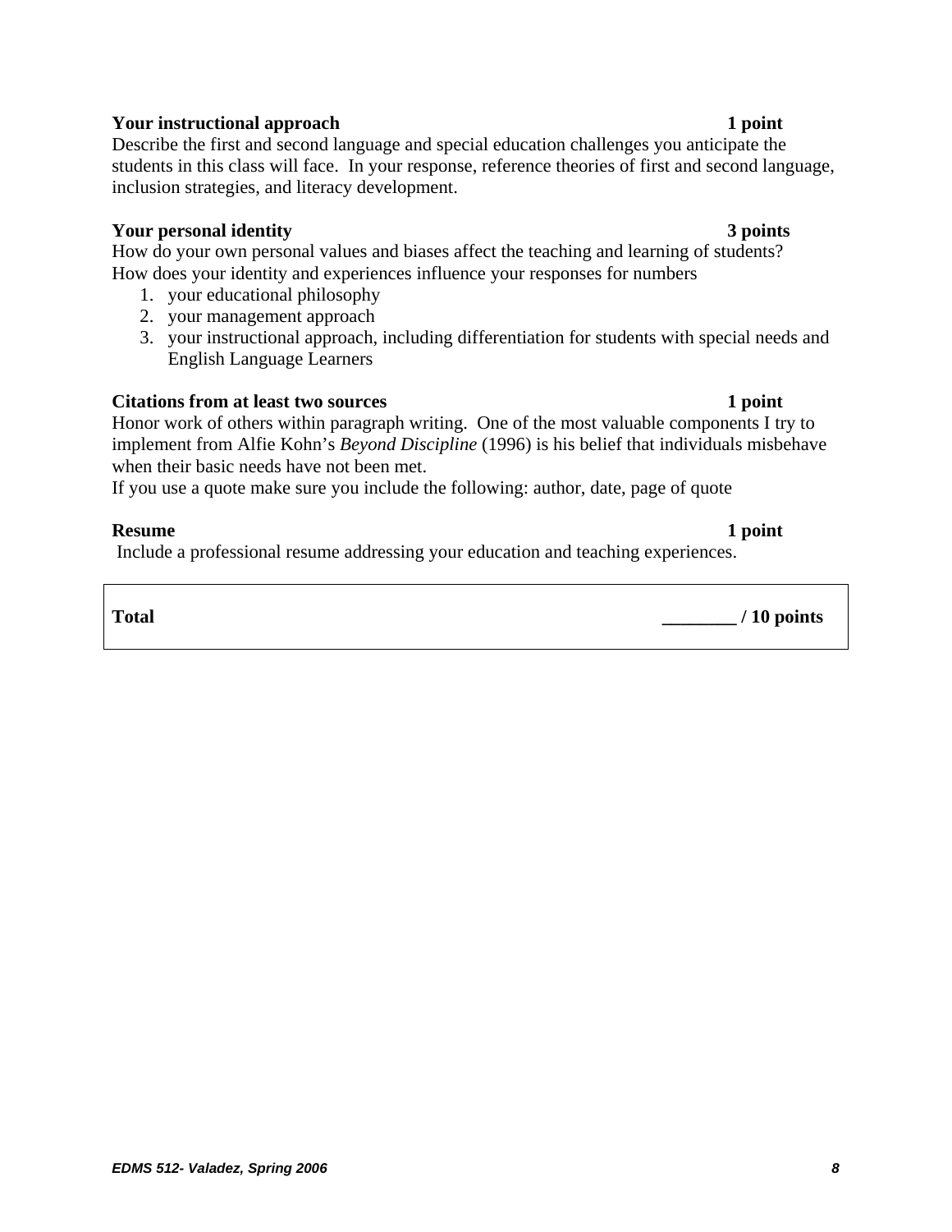**Your instructional approach** **1 point**

Describe the first and second language and special education challenges you anticipate the students in this class will face. In your response, reference theories of first and second language, inclusion strategies, and literacy development.

**Your personal identity** **3 points**

How do your own personal values and biases affect the teaching and learning of students? How does your identity and experiences influence your responses for numbers

1. your educational philosophy
2. your management approach
3. your instructional approach, including differentiation for students with special needs and English Language Learners

**Citations from at least two sources** **1 point**

Honor work of others within paragraph writing. One of the most valuable components I try to implement from Alfie Kohn's *Beyond Discipline* (1996) is his belief that individuals misbehave when their basic needs have not been met.

If you use a quote make sure you include the following: author, date, page of quote

**Resume** **1 point**

Include a professional resume addressing your education and teaching experiences.

| **Total** | **________ / 10 points** |
|---|---|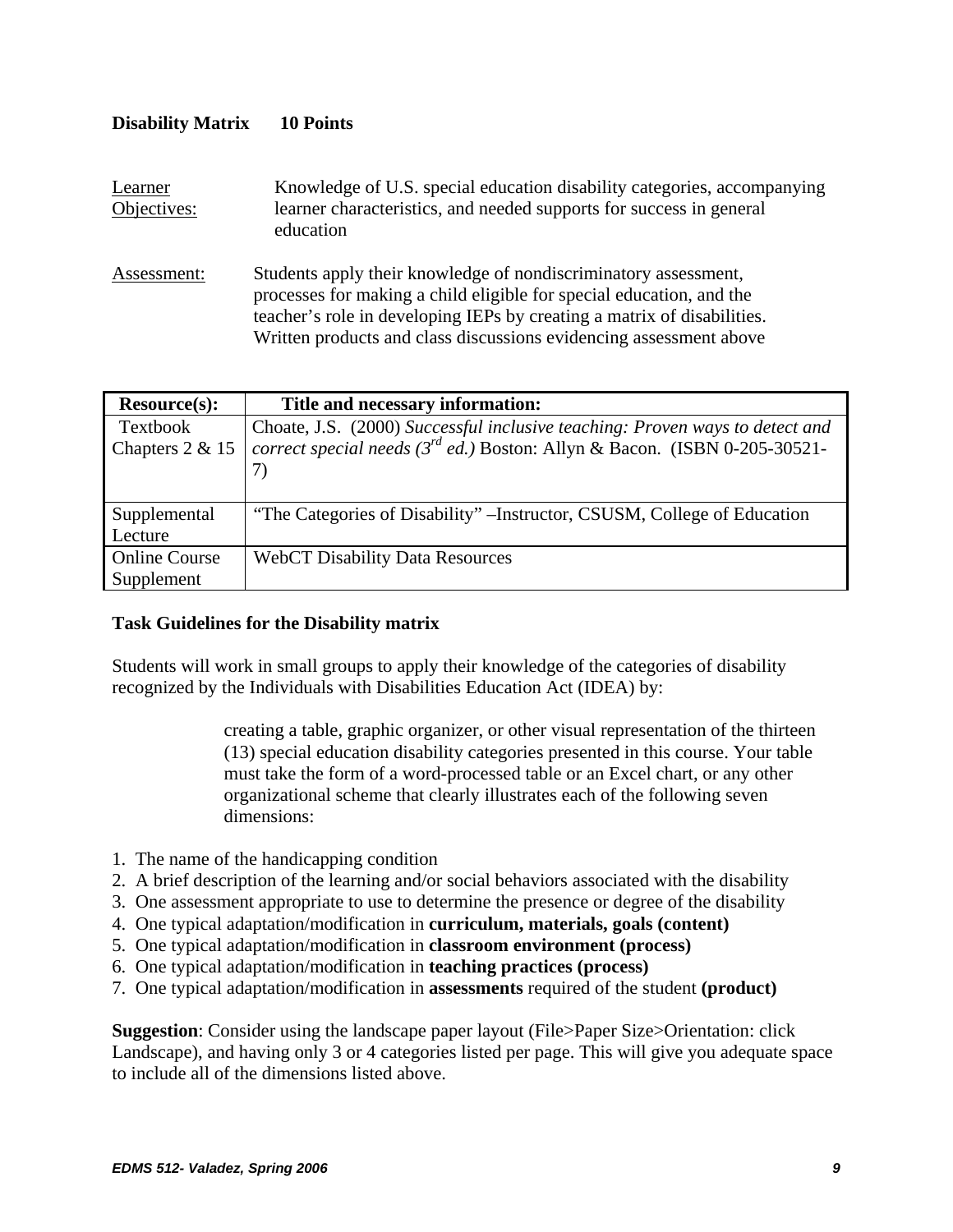**Disability Matrix 10 Points**

Learner Objectives: Knowledge of U.S. special education disability categories, accompanying learner characteristics, and needed supports for success in general education

Assessment: Students apply their knowledge of nondiscriminatory assessment, processes for making a child eligible for special education, and the teacher's role in developing IEPs by creating a matrix of disabilities. Written products and class discussions evidencing assessment above

| Resource(s): | Title and necessary information: |
|---|---|
| Textbook Chapters 2 & 15 | Choate, J.S. (2000) *Successful inclusive teaching: Proven ways to detect and correct special needs (3rd ed.)* Boston: Allyn & Bacon. (ISBN 0-205-30521-7) |
| Supplemental Lecture | "The Categories of Disability" –Instructor, CSUSM, College of Education |
| Online Course Supplement | WebCT Disability Data Resources |

**Task Guidelines for the Disability matrix**

Students will work in small groups to apply their knowledge of the categories of disability recognized by the Individuals with Disabilities Education Act (IDEA) by:

> creating a table, graphic organizer, or other visual representation of the thirteen (13) special education disability categories presented in this course. Your table must take the form of a word-processed table or an Excel chart, or any other organizational scheme that clearly illustrates each of the following seven dimensions:

1. The name of the handicapping condition
2. A brief description of the learning and/or social behaviors associated with the disability
3. One assessment appropriate to use to determine the presence or degree of the disability
4. One typical adaptation/modification in **curriculum, materials, goals (content)**
5. One typical adaptation/modification in **classroom environment (process)**
6. One typical adaptation/modification in **teaching practices (process)**
7. One typical adaptation/modification in **assessments** required of the student **(product)**

**Suggestion**: Consider using the landscape paper layout (File>Paper Size>Orientation: click Landscape), and having only 3 or 4 categories listed per page. This will give you adequate space to include all of the dimensions listed above.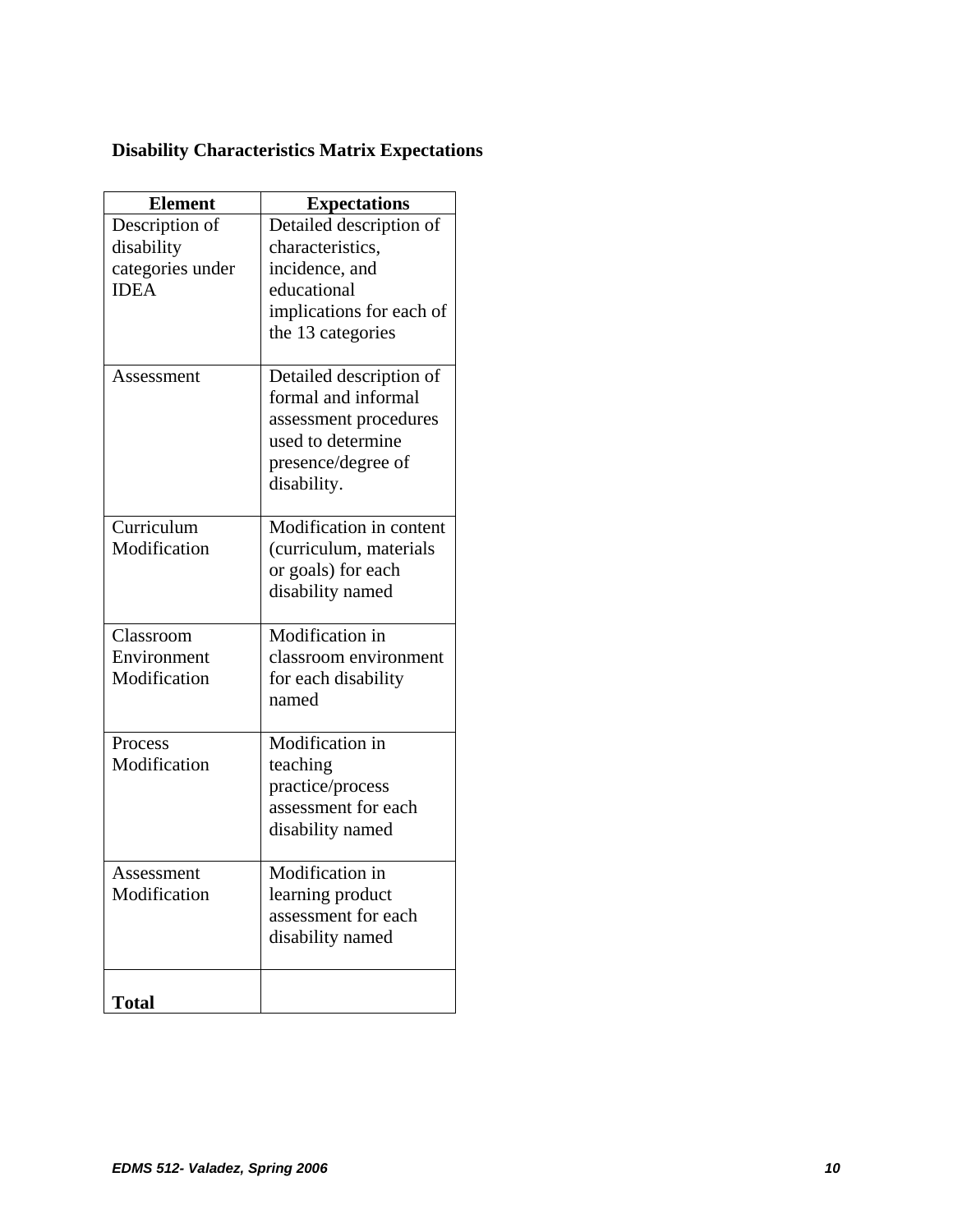**Disability Characteristics Matrix Expectations**

| Element | Expectations |
|---|---|
| Description of disability categories under IDEA | Detailed description of characteristics, incidence, and educational implications for each of the 13 categories |
| Assessment | Detailed description of formal and informal assessment procedures used to determine presence/degree of disability. |
| Curriculum Modification | Modification in content (curriculum, materials or goals) for each disability named |
| Classroom Environment Modification | Modification in classroom environment for each disability named |
| Process Modification | Modification in teaching practice/process assessment for each disability named |
| Assessment Modification | Modification in learning product assessment for each disability named |
| **Total** | |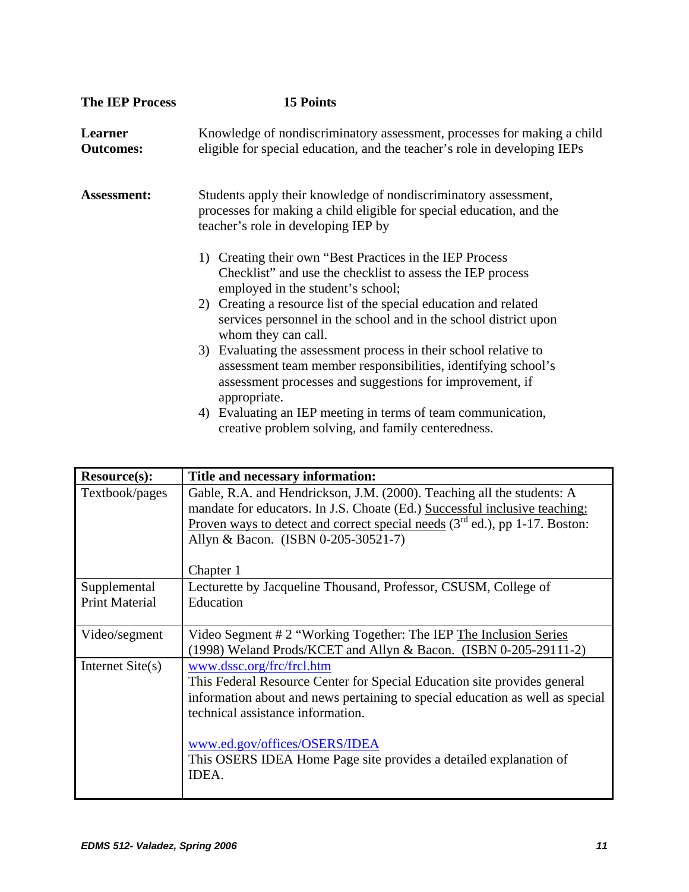**The IEP Process** **15 Points**

**Learner Outcomes:** Knowledge of nondiscriminatory assessment, processes for making a child eligible for special education, and the teacher's role in developing IEPs

**Assessment:** Students apply their knowledge of nondiscriminatory assessment, processes for making a child eligible for special education, and the teacher's role in developing IEP by

1) Creating their own "Best Practices in the IEP Process Checklist" and use the checklist to assess the IEP process employed in the student's school;
2) Creating a resource list of the special education and related services personnel in the school and in the school district upon whom they can call.
3) Evaluating the assessment process in their school relative to assessment team member responsibilities, identifying school's assessment processes and suggestions for improvement, if appropriate.
4) Evaluating an IEP meeting in terms of team communication, creative problem solving, and family centeredness.

| **Resource(s):** | **Title and necessary information:** |
|---|---|
| Textbook/pages | Gable, R.A. and Hendrickson, J.M. (2000). Teaching all the students: A mandate for educators. In J.S. Choate (Ed.) <u>Successful inclusive teaching: Proven ways to detect and correct special needs</u> (3rd ed.), pp 1-17. Boston: Allyn & Bacon. (ISBN 0-205-30521-7)<br><br>Chapter 1 |
| Supplemental Print Material | Lecturette by Jacqueline Thousand, Professor, CSUSM, College of Education |
| Video/segment | Video Segment # 2 "Working Together: The IEP <u>The Inclusion Series</u> (1998) Weland Prods/KCET and Allyn & Bacon. (ISBN 0-205-29111-2) |
| Internet Site(s) | www.dssc.org/frc/frcl.htm<br>This Federal Resource Center for Special Education site provides general information about and news pertaining to special education as well as special technical assistance information.<br><br>www.ed.gov/offices/OSERS/IDEA<br>This OSERS IDEA Home Page site provides a detailed explanation of IDEA. |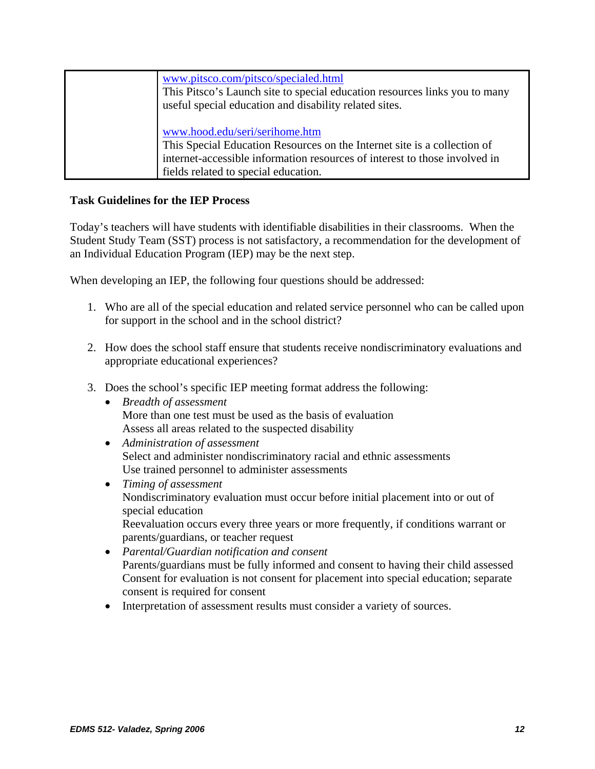| | |
|---|---|
| | www.pitsco.com/pitsco/specialed.html<br>This Pitsco's Launch site to special education resources links you to many useful special education and disability related sites.<br><br>www.hood.edu/seri/serihome.htm<br>This Special Education Resources on the Internet site is a collection of internet-accessible information resources of interest to those involved in fields related to special education. |

**Task Guidelines for the IEP Process**

Today's teachers will have students with identifiable disabilities in their classrooms. When the Student Study Team (SST) process is not satisfactory, a recommendation for the development of an Individual Education Program (IEP) may be the next step.

When developing an IEP, the following four questions should be addressed:

1. Who are all of the special education and related service personnel who can be called upon for support in the school and in the school district?

2. How does the school staff ensure that students receive nondiscriminatory evaluations and appropriate educational experiences?

3. Does the school's specific IEP meeting format address the following:
   - *Breadth of assessment*
     More than one test must be used as the basis of evaluation
     Assess all areas related to the suspected disability
   - *Administration of assessment*
     Select and administer nondiscriminatory racial and ethnic assessments
     Use trained personnel to administer assessments
   - *Timing of assessment*
     Nondiscriminatory evaluation must occur before initial placement into or out of special education
     Reevaluation occurs every three years or more frequently, if conditions warrant or parents/guardians, or teacher request
   - *Parental/Guardian notification and consent*
     Parents/guardians must be fully informed and consent to having their child assessed
     Consent for evaluation is not consent for placement into special education; separate consent is required for consent
   - Interpretation of assessment results must consider a variety of sources.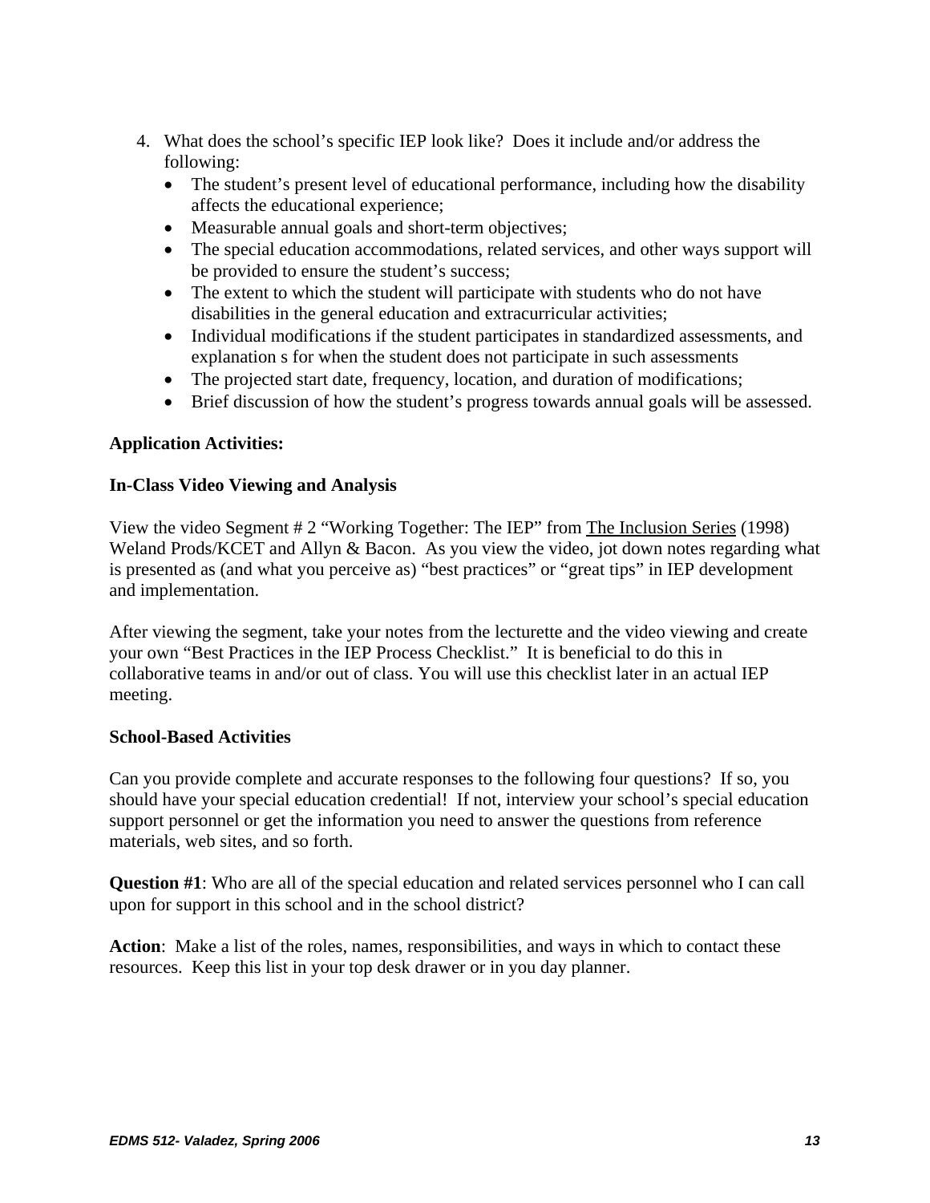4. What does the school's specific IEP look like? Does it include and/or address the following:
   - The student's present level of educational performance, including how the disability affects the educational experience;
   - Measurable annual goals and short-term objectives;
   - The special education accommodations, related services, and other ways support will be provided to ensure the student's success;
   - The extent to which the student will participate with students who do not have disabilities in the general education and extracurricular activities;
   - Individual modifications if the student participates in standardized assessments, and explanation s for when the student does not participate in such assessments
   - The projected start date, frequency, location, and duration of modifications;
   - Brief discussion of how the student's progress towards annual goals will be assessed.

**Application Activities:**

**In-Class Video Viewing and Analysis**

View the video Segment # 2 "Working Together: The IEP" from The Inclusion Series (1998) Weland Prods/KCET and Allyn & Bacon. As you view the video, jot down notes regarding what is presented as (and what you perceive as) "best practices" or "great tips" in IEP development and implementation.

After viewing the segment, take your notes from the lecturette and the video viewing and create your own "Best Practices in the IEP Process Checklist." It is beneficial to do this in collaborative teams in and/or out of class. You will use this checklist later in an actual IEP meeting.

**School-Based Activities**

Can you provide complete and accurate responses to the following four questions? If so, you should have your special education credential! If not, interview your school's special education support personnel or get the information you need to answer the questions from reference materials, web sites, and so forth.

**Question #1**: Who are all of the special education and related services personnel who I can call upon for support in this school and in the school district?

**Action**: Make a list of the roles, names, responsibilities, and ways in which to contact these resources. Keep this list in your top desk drawer or in you day planner.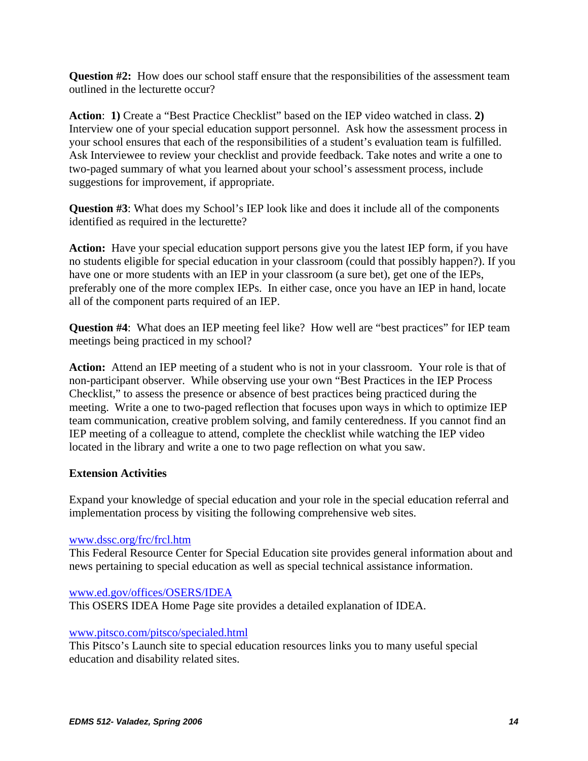**Question #2:** How does our school staff ensure that the responsibilities of the assessment team outlined in the lecturette occur?

**Action**: **1)** Create a "Best Practice Checklist" based on the IEP video watched in class. **2)** Interview one of your special education support personnel. Ask how the assessment process in your school ensures that each of the responsibilities of a student's evaluation team is fulfilled. Ask Interviewee to review your checklist and provide feedback. Take notes and write a one to two-paged summary of what you learned about your school's assessment process, include suggestions for improvement, if appropriate.

**Question #3**: What does my School's IEP look like and does it include all of the components identified as required in the lecturette?

**Action:** Have your special education support persons give you the latest IEP form, if you have no students eligible for special education in your classroom (could that possibly happen?). If you have one or more students with an IEP in your classroom (a sure bet), get one of the IEPs, preferably one of the more complex IEPs. In either case, once you have an IEP in hand, locate all of the component parts required of an IEP.

**Question #4**: What does an IEP meeting feel like? How well are "best practices" for IEP team meetings being practiced in my school?

**Action:** Attend an IEP meeting of a student who is not in your classroom. Your role is that of non-participant observer. While observing use your own "Best Practices in the IEP Process Checklist," to assess the presence or absence of best practices being practiced during the meeting. Write a one to two-paged reflection that focuses upon ways in which to optimize IEP team communication, creative problem solving, and family centeredness. If you cannot find an IEP meeting of a colleague to attend, complete the checklist while watching the IEP video located in the library and write a one to two page reflection on what you saw.

**Extension Activities**

Expand your knowledge of special education and your role in the special education referral and implementation process by visiting the following comprehensive web sites.

www.dssc.org/frc/frcl.htm
This Federal Resource Center for Special Education site provides general information about and news pertaining to special education as well as special technical assistance information.

www.ed.gov/offices/OSERS/IDEA
This OSERS IDEA Home Page site provides a detailed explanation of IDEA.

www.pitsco.com/pitsco/specialed.html
This Pitsco's Launch site to special education resources links you to many useful special education and disability related sites.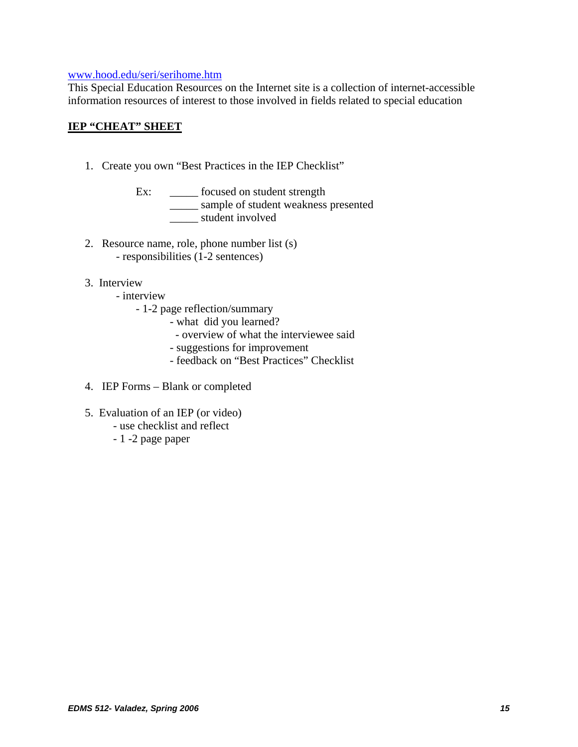[www.hood.edu/seri/serihome.htm](www.hood.edu/seri/serihome.htm)
This Special Education Resources on the Internet site is a collection of internet-accessible information resources of interest to those involved in fields related to special education

**IEP "CHEAT" SHEET**

1. Create you own "Best Practices in the IEP Checklist"

   Ex: _____ focused on student strength
   _____ sample of student weakness presented
   _____ student involved

2. Resource name, role, phone number list (s)
   - responsibilities (1-2 sentences)

3. Interview
   - interview
     - 1-2 page reflection/summary
       - what did you learned?
         - overview of what the interviewee said
       - suggestions for improvement
       - feedback on "Best Practices" Checklist

4. IEP Forms – Blank or completed

5. Evaluation of an IEP (or video)
   - use checklist and reflect
   - 1 -2 page paper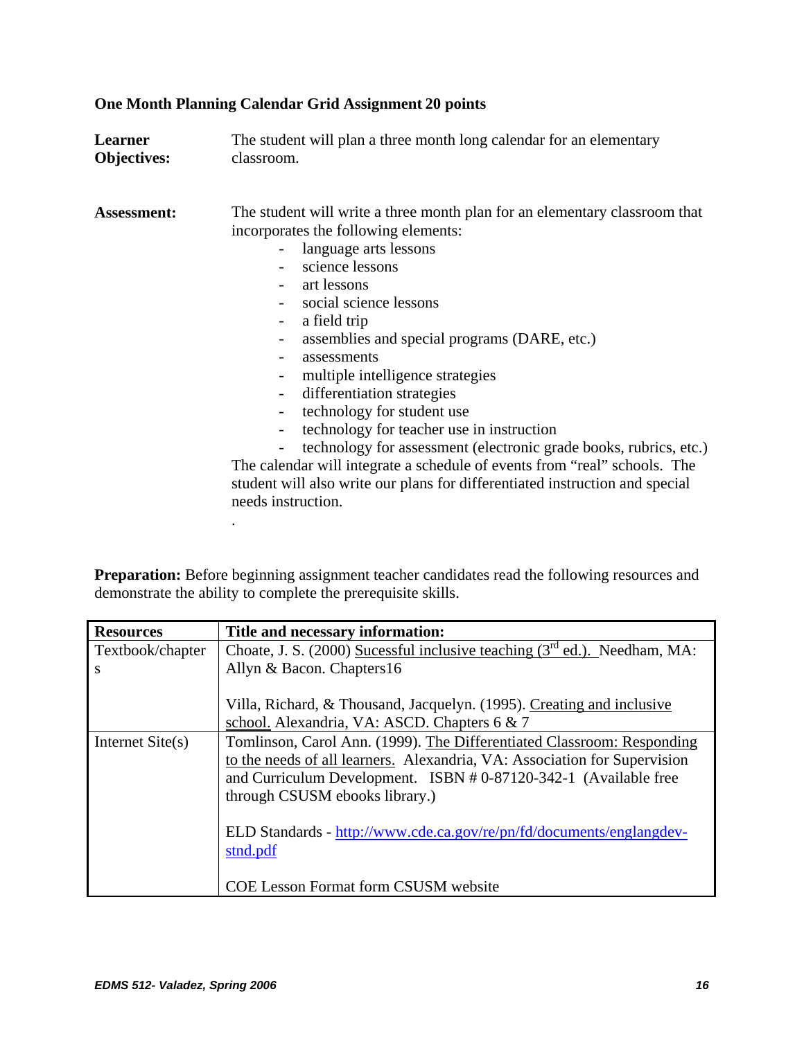**One Month Planning Calendar Grid Assignment 20 points**

**Learner Objectives:** The student will plan a three month long calendar for an elementary classroom.

**Assessment:** The student will write a three month plan for an elementary classroom that incorporates the following elements:

- language arts lessons
- science lessons
- art lessons
- social science lessons
- a field trip
- assemblies and special programs (DARE, etc.)
- assessments
- multiple intelligence strategies
- differentiation strategies
- technology for student use
- technology for teacher use in instruction
- technology for assessment (electronic grade books, rubrics, etc.)

The calendar will integrate a schedule of events from "real" schools. The student will also write our plans for differentiated instruction and special needs instruction.

.

**Preparation:** Before beginning assignment teacher candidates read the following resources and demonstrate the ability to complete the prerequisite skills.

| **Resources** | **Title and necessary information:** |
|---|---|
| Textbook/chapters | Choate, J. S. (2000) Sucessful inclusive teaching (3rd ed.). Needham, MA: Allyn & Bacon. Chapters16<br><br>Villa, Richard, & Thousand, Jacquelyn. (1995). Creating and inclusive school. Alexandria, VA: ASCD. Chapters 6 & 7 |
| Internet Site(s) | Tomlinson, Carol Ann. (1999). The Differentiated Classroom: Responding to the needs of all learners. Alexandria, VA: Association for Supervision and Curriculum Development. ISBN # 0-87120-342-1 (Available free through CSUSM ebooks library.)<br><br>ELD Standards - http://www.cde.ca.gov/re/pn/fd/documents/englangdev-stnd.pdf<br><br>COE Lesson Format form CSUSM website |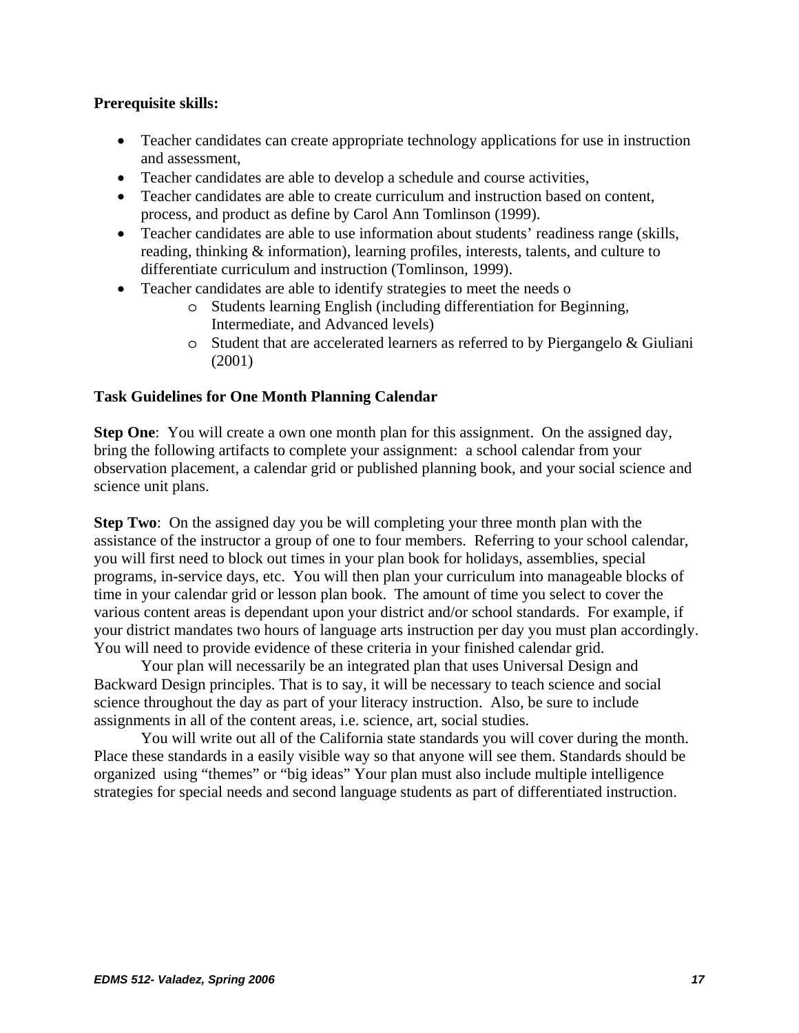**Prerequisite skills:**

- Teacher candidates can create appropriate technology applications for use in instruction and assessment,
- Teacher candidates are able to develop a schedule and course activities,
- Teacher candidates are able to create curriculum and instruction based on content, process, and product as define by Carol Ann Tomlinson (1999).
- Teacher candidates are able to use information about students' readiness range (skills, reading, thinking & information), learning profiles, interests, talents, and culture to differentiate curriculum and instruction (Tomlinson, 1999).
- Teacher candidates are able to identify strategies to meet the needs o
    - Students learning English (including differentiation for Beginning, Intermediate, and Advanced levels)
    - Student that are accelerated learners as referred to by Piergangelo & Giuliani (2001)

**Task Guidelines for One Month Planning Calendar**

**Step One**: You will create a own one month plan for this assignment. On the assigned day, bring the following artifacts to complete your assignment: a school calendar from your observation placement, a calendar grid or published planning book, and your social science and science unit plans.

**Step Two**: On the assigned day you be will completing your three month plan with the assistance of the instructor a group of one to four members. Referring to your school calendar, you will first need to block out times in your plan book for holidays, assemblies, special programs, in-service days, etc. You will then plan your curriculum into manageable blocks of time in your calendar grid or lesson plan book. The amount of time you select to cover the various content areas is dependant upon your district and/or school standards. For example, if your district mandates two hours of language arts instruction per day you must plan accordingly. You will need to provide evidence of these criteria in your finished calendar grid.

Your plan will necessarily be an integrated plan that uses Universal Design and Backward Design principles. That is to say, it will be necessary to teach science and social science throughout the day as part of your literacy instruction. Also, be sure to include assignments in all of the content areas, i.e. science, art, social studies.

You will write out all of the California state standards you will cover during the month. Place these standards in a easily visible way so that anyone will see them. Standards should be organized using "themes" or "big ideas" Your plan must also include multiple intelligence strategies for special needs and second language students as part of differentiated instruction.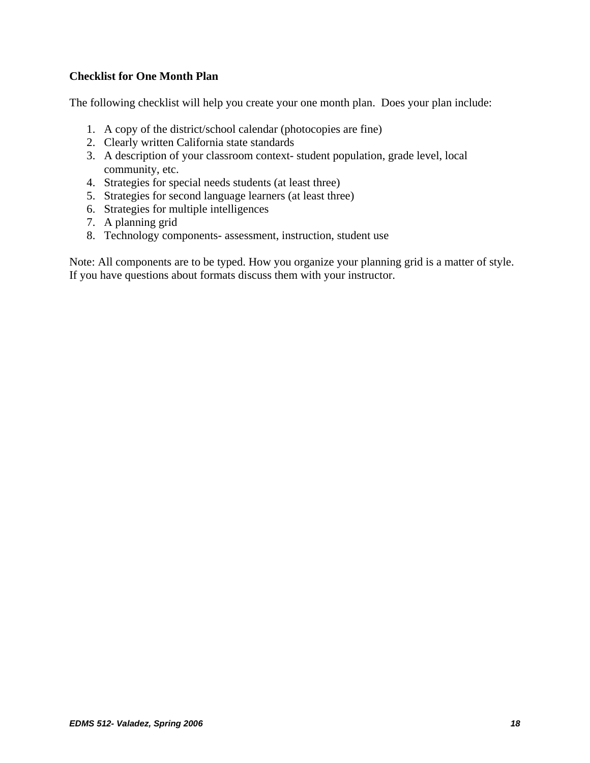**Checklist for One Month Plan**

The following checklist will help you create your one month plan. Does your plan include:

1. A copy of the district/school calendar (photocopies are fine)
2. Clearly written California state standards
3. A description of your classroom context- student population, grade level, local community, etc.
4. Strategies for special needs students (at least three)
5. Strategies for second language learners (at least three)
6. Strategies for multiple intelligences
7. A planning grid
8. Technology components- assessment, instruction, student use

Note: All components are to be typed. How you organize your planning grid is a matter of style. If you have questions about formats discuss them with your instructor.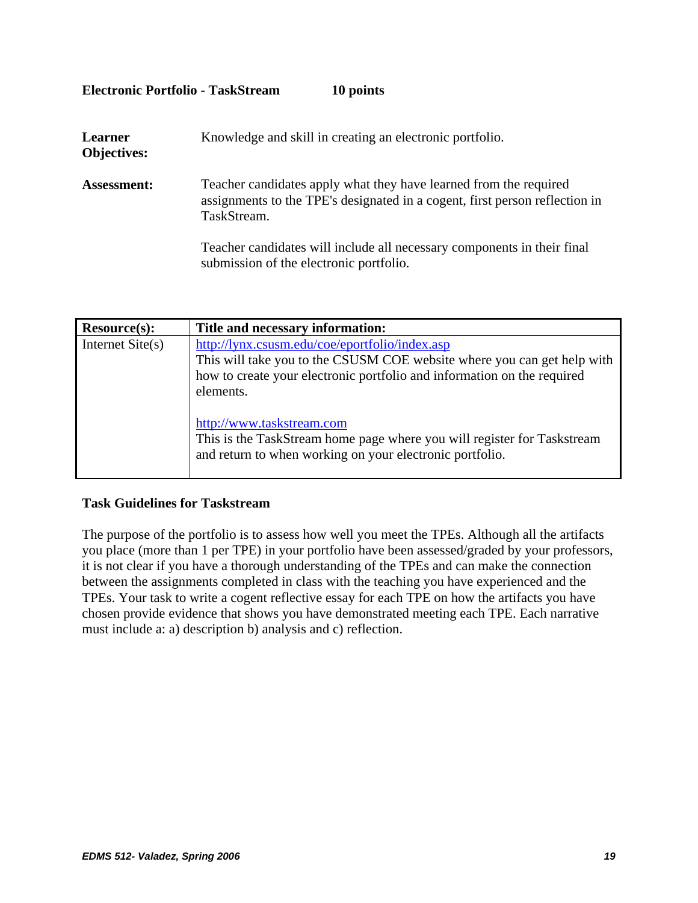**Electronic Portfolio - TaskStream 10 points**

**Learner Objectives:** Knowledge and skill in creating an electronic portfolio.

**Assessment:** Teacher candidates apply what they have learned from the required assignments to the TPE's designated in a cogent, first person reflection in TaskStream.

Teacher candidates will include all necessary components in their final submission of the electronic portfolio.

| Resource(s): | Title and necessary information: |
|---|---|
| Internet Site(s) | http://lynx.csusm.edu/coe/eportfolio/index.asp<br>This will take you to the CSUSM COE website where you can get help with how to create your electronic portfolio and information on the required elements.<br><br>http://www.taskstream.com<br>This is the TaskStream home page where you will register for Taskstream and return to when working on your electronic portfolio. |

**Task Guidelines for Taskstream**

The purpose of the portfolio is to assess how well you meet the TPEs. Although all the artifacts you place (more than 1 per TPE) in your portfolio have been assessed/graded by your professors, it is not clear if you have a thorough understanding of the TPEs and can make the connection between the assignments completed in class with the teaching you have experienced and the TPEs. Your task to write a cogent reflective essay for each TPE on how the artifacts you have chosen provide evidence that shows you have demonstrated meeting each TPE. Each narrative must include a: a) description b) analysis and c) reflection.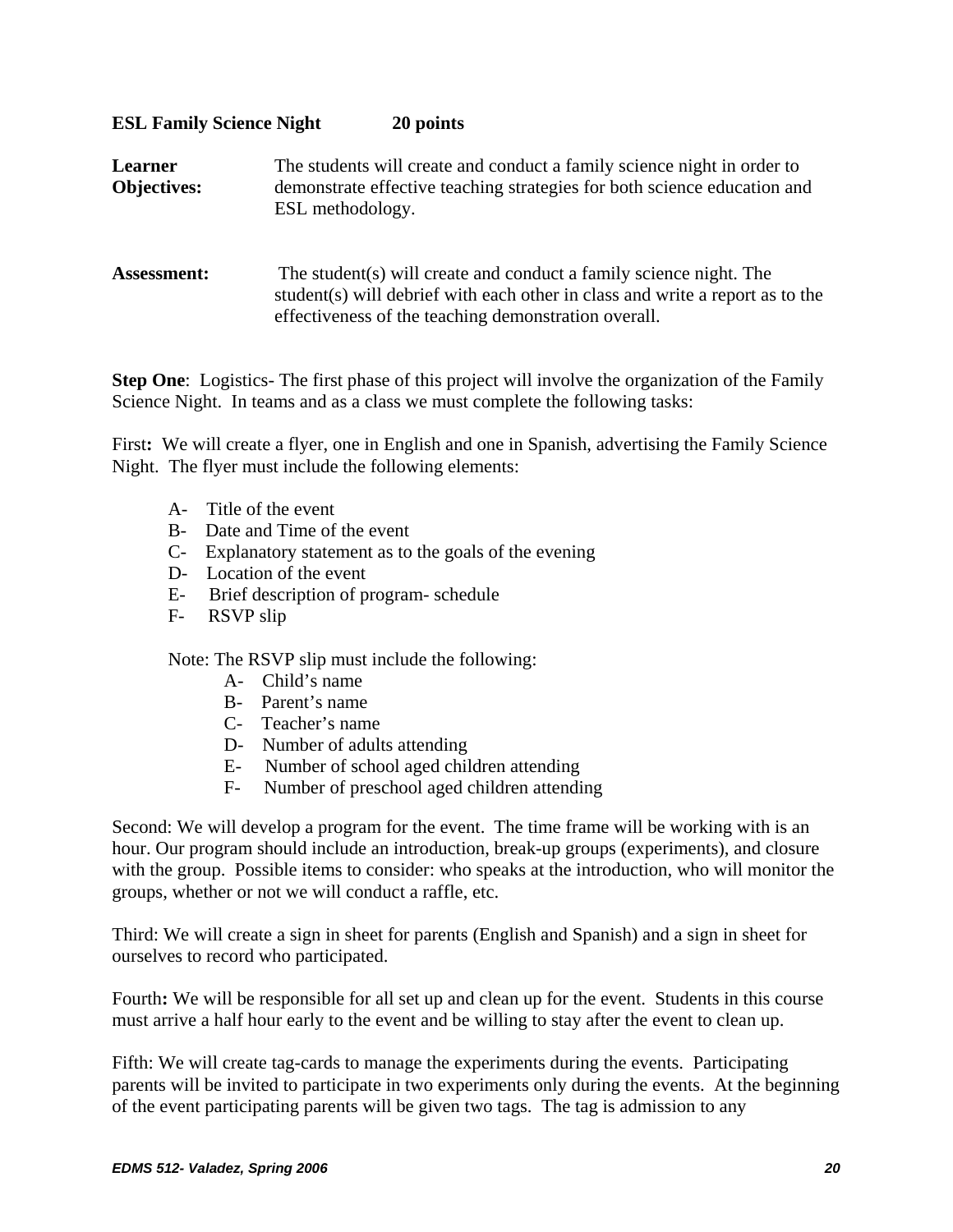**ESL Family Science Night 20 points**

**Learner Objectives:** The students will create and conduct a family science night in order to demonstrate effective teaching strategies for both science education and ESL methodology.

**Assessment:** The student(s) will create and conduct a family science night. The student(s) will debrief with each other in class and write a report as to the effectiveness of the teaching demonstration overall.

**Step One**: Logistics- The first phase of this project will involve the organization of the Family Science Night. In teams and as a class we must complete the following tasks:

First**:** We will create a flyer, one in English and one in Spanish, advertising the Family Science Night. The flyer must include the following elements:

- A- Title of the event
- B- Date and Time of the event
- C- Explanatory statement as to the goals of the evening
- D- Location of the event
- E- Brief description of program- schedule
- F- RSVP slip

Note: The RSVP slip must include the following:

- A- Child's name
- B- Parent's name
- C- Teacher's name
- D- Number of adults attending
- E- Number of school aged children attending
- F- Number of preschool aged children attending

Second: We will develop a program for the event. The time frame will be working with is an hour. Our program should include an introduction, break-up groups (experiments), and closure with the group. Possible items to consider: who speaks at the introduction, who will monitor the groups, whether or not we will conduct a raffle, etc.

Third: We will create a sign in sheet for parents (English and Spanish) and a sign in sheet for ourselves to record who participated.

Fourth**:** We will be responsible for all set up and clean up for the event. Students in this course must arrive a half hour early to the event and be willing to stay after the event to clean up.

Fifth: We will create tag-cards to manage the experiments during the events. Participating parents will be invited to participate in two experiments only during the events. At the beginning of the event participating parents will be given two tags. The tag is admission to any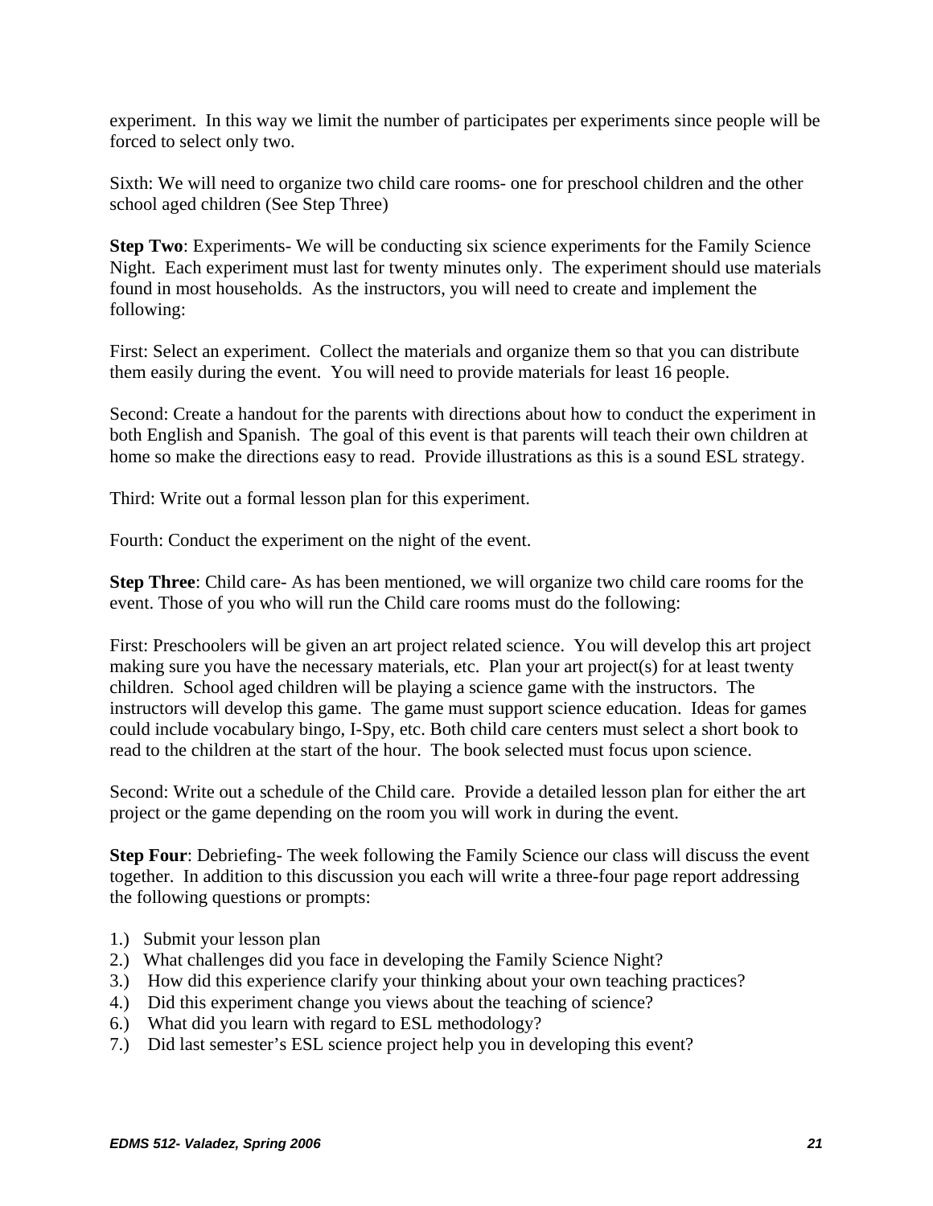experiment. In this way we limit the number of participates per experiments since people will be forced to select only two.

Sixth: We will need to organize two child care rooms- one for preschool children and the other school aged children (See Step Three)

**Step Two**: Experiments- We will be conducting six science experiments for the Family Science Night. Each experiment must last for twenty minutes only. The experiment should use materials found in most households. As the instructors, you will need to create and implement the following:

First: Select an experiment. Collect the materials and organize them so that you can distribute them easily during the event. You will need to provide materials for least 16 people.

Second: Create a handout for the parents with directions about how to conduct the experiment in both English and Spanish. The goal of this event is that parents will teach their own children at home so make the directions easy to read. Provide illustrations as this is a sound ESL strategy.

Third: Write out a formal lesson plan for this experiment.

Fourth: Conduct the experiment on the night of the event.

**Step Three**: Child care- As has been mentioned, we will organize two child care rooms for the event. Those of you who will run the Child care rooms must do the following:

First: Preschoolers will be given an art project related science. You will develop this art project making sure you have the necessary materials, etc. Plan your art project(s) for at least twenty children. School aged children will be playing a science game with the instructors. The instructors will develop this game. The game must support science education. Ideas for games could include vocabulary bingo, I-Spy, etc. Both child care centers must select a short book to read to the children at the start of the hour. The book selected must focus upon science.

Second: Write out a schedule of the Child care. Provide a detailed lesson plan for either the art project or the game depending on the room you will work in during the event.

**Step Four**: Debriefing- The week following the Family Science our class will discuss the event together. In addition to this discussion you each will write a three-four page report addressing the following questions or prompts:

1.) Submit your lesson plan
2.) What challenges did you face in developing the Family Science Night?
3.) How did this experience clarify your thinking about your own teaching practices?
4.) Did this experiment change you views about the teaching of science?
6.) What did you learn with regard to ESL methodology?
7.) Did last semester's ESL science project help you in developing this event?